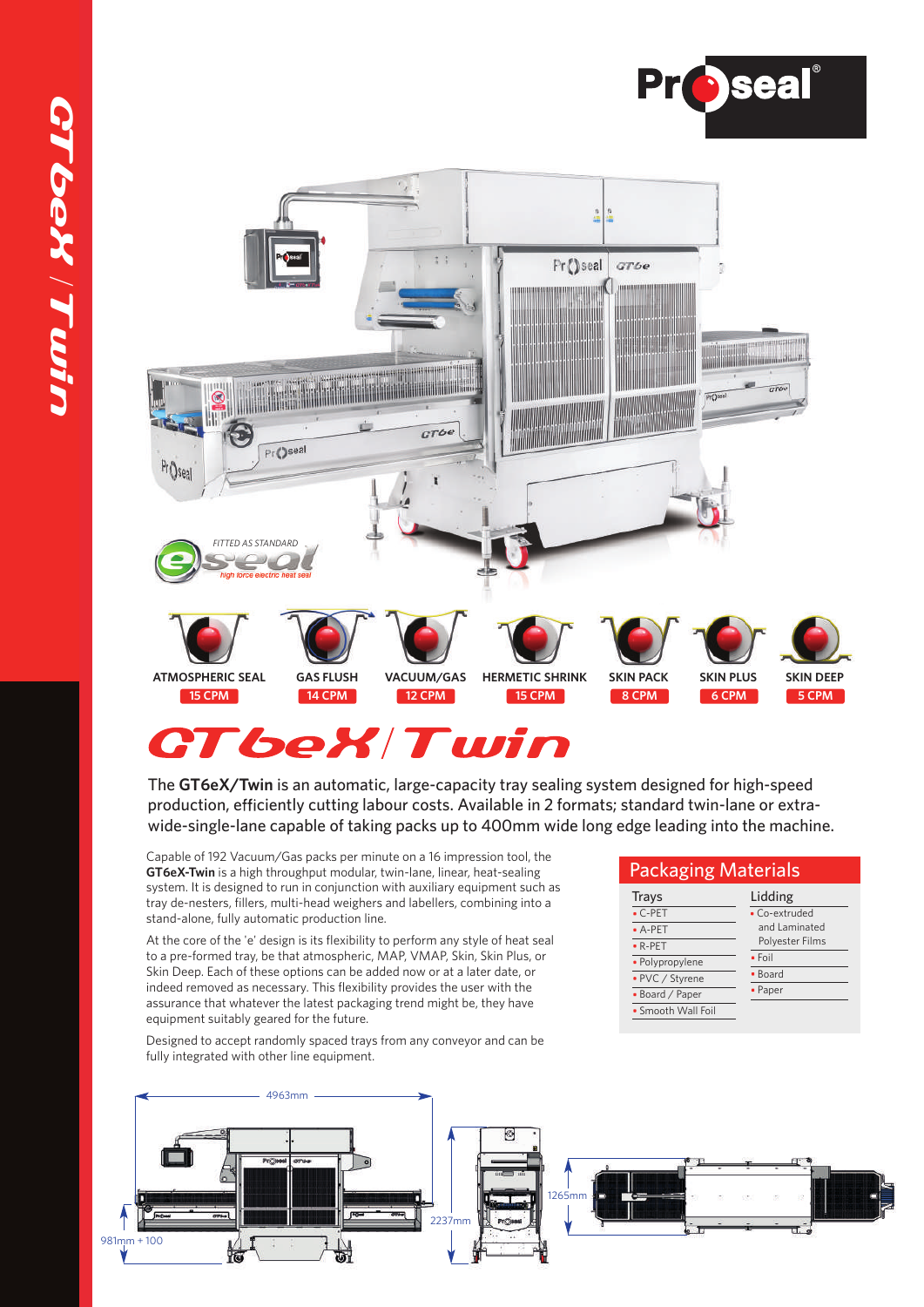# GT6eX/Twin

FITTED AS STANDARD eseal high force electric heat seal

| ATMOSPHERIC SEAL | GAS FLUSH | VACUUM/GAS | HERMETIC SHRINK | SKIN PACK | SKIN PLUS | SKIN DEEP |
|---|---|---|---|---|---|---|
| 15 CPM | 14 CPM | 12 CPM | 15 CPM | 8 CPM | 6 CPM | 5 CPM |

The **GT6eX/Twin** is an automatic, large-capacity tray sealing system designed for high-speed production, efficiently cutting labour costs. Available in 2 formats; standard twin-lane or extra-wide-single-lane capable of taking packs up to 400mm wide long edge leading into the machine.

Capable of 192 Vacuum/Gas packs per minute on a 16 impression tool, the **GT6eX-Twin** is a high throughput modular, twin-lane, linear, heat-sealing system. It is designed to run in conjunction with auxiliary equipment such as tray de-nesters, fillers, multi-head weighers and labellers, combining into a stand-alone, fully automatic production line.

At the core of the 'e' design is its flexibility to perform any style of heat seal to a pre-formed tray, be that atmospheric, MAP, VMAP, Skin, Skin Plus, or Skin Deep. Each of these options can be added now or at a later date, or indeed removed as necessary. This flexibility provides the user with the assurance that whatever the latest packaging trend might be, they have equipment suitably geared for the future.

Designed to accept randomly spaced trays from any conveyor and can be fully integrated with other line equipment.

## Packaging Materials

**Trays**
- C-PET
- A-PET
- R-PET
- Polypropylene
- PVC / Styrene
- Board / Paper
- Smooth Wall Foil

**Lidding**
- Co-extruded and Laminated Polyester Films
- Foil
- Board
- Paper

4963mm

981mm + 100

2237mm

1265mm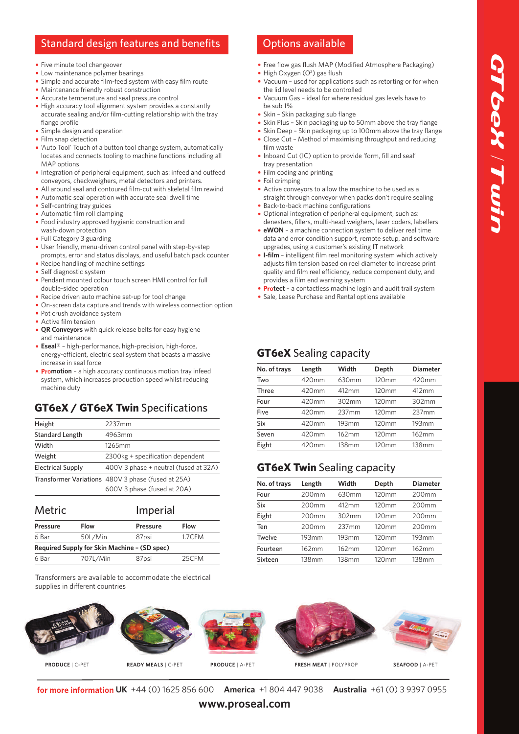## Standard design features and benefits

- Five minute tool changeover
- Low maintenance polymer bearings
- Simple and accurate film-feed system with easy film route
- Maintenance friendly robust construction
- Accurate temperature and seal pressure control
- High accuracy tool alignment system provides a constantly accurate sealing and/or film-cutting relationship with the tray flange profile
- Simple design and operation
- Film snap detection
- 'Auto Tool' Touch of a button tool change system, automatically locates and connects tooling to machine functions including all MAP options
- Integration of peripheral equipment, such as: infeed and outfeed conveyors, checkweighers, metal detectors and printers.
- All around seal and contoured film-cut with skeletal film rewind
- Automatic seal operation with accurate seal dwell time
- Self-centring tray guides
- Automatic film roll clamping
- Food industry approved hygienic construction and wash-down protection
- Full Category 3 guarding
- User friendly, menu-driven control panel with step-by-step prompts, error and status displays, and useful batch pack counter
- Recipe handling of machine settings
- Self diagnostic system
- Pendant mounted colour touch screen HMI control for full double-sided operation
- Recipe driven auto machine set-up for tool change
- On-screen data capture and trends with wireless connection option
- Pot crush avoidance system
- Active film tension
- **QR Conveyors** with quick release belts for easy hygiene and maintenance
- **Eseal®** – high-performance, high-precision, high-force, energy-efficient, electric seal system that boasts a massive increase in seal force
- **Promotion** – a high accuracy continuous motion tray infeed system, which increases production speed whilst reducing machine duty

## GT6eX / GT6eX Twin Specifications

| | |
|---|---|
| Height | 2237mm |
| Standard Length | 4963mm |
| Width | 1265mm |
| Weight | 2300kg + specification dependent |
| Electrical Supply | 400V 3 phase + neutral (fused at 32A) |
| Transformer Variations | 480V 3 phase (fused at 25A)<br>600V 3 phase (fused at 20A) |

| Metric | | Imperial | |
|---|---|---|---|
| **Pressure** | **Flow** | **Pressure** | **Flow** |
| 6 Bar | 50L/Min | 87psi | 1.7CFM |
| **Required Supply for Skin Machine – (SD spec)** | | | |
| 6 Bar | 707L/Min | 87psi | 25CFM |

Transformers are available to accommodate the electrical supplies in different countries

## Options available

- Free flow gas flush MAP (Modified Atmosphere Packaging)
- High Oxygen ($O^2$) gas flush
- Vacuum – used for applications such as retorting or for when the lid level needs to be controlled
- Vacuum Gas – ideal for where residual gas levels have to be sub 1%
- Skin – Skin packaging sub flange
- Skin Plus – Skin packaging up to 50mm above the tray flange
- Skin Deep – Skin packaging up to 100mm above the tray flange
- Close Cut – Method of maximising throughput and reducing film waste
- Inboard Cut (IC) option to provide 'form, fill and seal' tray presentation
- Film coding and printing
- Foil crimping
- Active conveyors to allow the machine to be used as a straight through conveyor when packs don't require sealing
- Back-to-back machine configurations
- Optional integration of peripheral equipment, such as: denesters, fillers, multi-head weighers, laser coders, labellers
- **eWON** – a machine connection system to deliver real time data and error condition support, remote setup, and software upgrades, using a customer's existing IT network
- **I-film** – intelligent film reel monitoring system which actively adjusts film tension based on reel diameter to increase print quality and film reel efficiency, reduce component duty, and provides a film end warning system
- **Protect** – a contactless machine login and audit trail system
- Sale, Lease Purchase and Rental options available

## GT6eX Sealing capacity

| No. of trays | Length | Width | Depth | Diameter |
|---|---|---|---|---|
| Two | 420mm | 630mm | 120mm | 420mm |
| Three | 420mm | 412mm | 120mm | 412mm |
| Four | 420mm | 302mm | 120mm | 302mm |
| Five | 420mm | 237mm | 120mm | 237mm |
| Six | 420mm | 193mm | 120mm | 193mm |
| Seven | 420mm | 162mm | 120mm | 162mm |
| Eight | 420mm | 138mm | 120mm | 138mm |

## GT6eX Twin Sealing capacity

| No. of trays | Length | Width | Depth | Diameter |
|---|---|---|---|---|
| Four | 200mm | 630mm | 120mm | 200mm |
| Six | 200mm | 412mm | 120mm | 200mm |
| Eight | 200mm | 302mm | 120mm | 200mm |
| Ten | 200mm | 237mm | 120mm | 200mm |
| Twelve | 193mm | 193mm | 120mm | 193mm |
| Fourteen | 162mm | 162mm | 120mm | 162mm |
| Sixteen | 138mm | 138mm | 120mm | 138mm |

PRODUCE | C-PET

READY MEALS | C-PET

PRODUCE | A-PET

FRESH MEAT | POLYPROP

SEAFOOD | A-PET

**for more information UK** +44 (0) 1625 856 600 **America** +1 804 447 9038 **Australia** +61 (0) 3 9397 0955

**www.proseal.com**